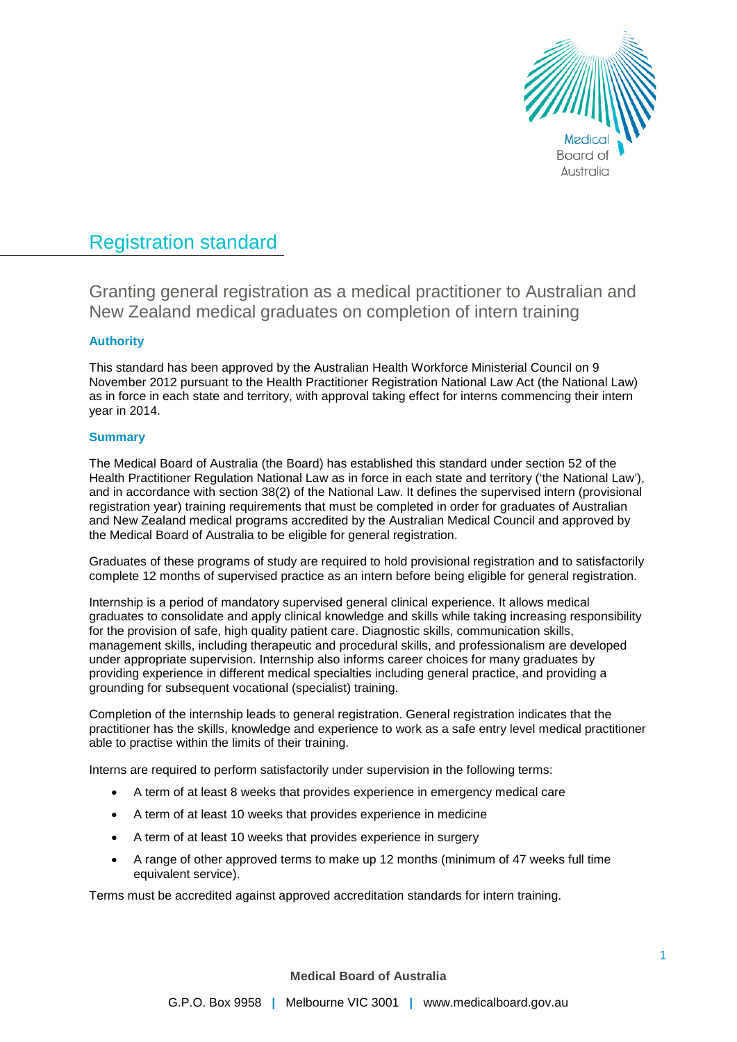# Registration standard

## Granting general registration as a medical practitioner to Australian and New Zealand medical graduates on completion of intern training

### Authority

This standard has been approved by the Australian Health Workforce Ministerial Council on 9 November 2012 pursuant to the Health Practitioner Registration National Law Act (the National Law) as in force in each state and territory, with approval taking effect for interns commencing their intern year in 2014.

### Summary

The Medical Board of Australia (the Board) has established this standard under section 52 of the Health Practitioner Regulation National Law as in force in each state and territory ('the National Law'), and in accordance with section 38(2) of the National Law. It defines the supervised intern (provisional registration year) training requirements that must be completed in order for graduates of Australian and New Zealand medical programs accredited by the Australian Medical Council and approved by the Medical Board of Australia to be eligible for general registration.

Graduates of these programs of study are required to hold provisional registration and to satisfactorily complete 12 months of supervised practice as an intern before being eligible for general registration.

Internship is a period of mandatory supervised general clinical experience. It allows medical graduates to consolidate and apply clinical knowledge and skills while taking increasing responsibility for the provision of safe, high quality patient care. Diagnostic skills, communication skills, management skills, including therapeutic and procedural skills, and professionalism are developed under appropriate supervision. Internship also informs career choices for many graduates by providing experience in different medical specialties including general practice, and providing a grounding for subsequent vocational (specialist) training.

Completion of the internship leads to general registration. General registration indicates that the practitioner has the skills, knowledge and experience to work as a safe entry level medical practitioner able to practise within the limits of their training.

Interns are required to perform satisfactorily under supervision in the following terms:

- A term of at least 8 weeks that provides experience in emergency medical care
- A term of at least 10 weeks that provides experience in medicine
- A term of at least 10 weeks that provides experience in surgery
- A range of other approved terms to make up 12 months (minimum of 47 weeks full time equivalent service).

Terms must be accredited against approved accreditation standards for intern training.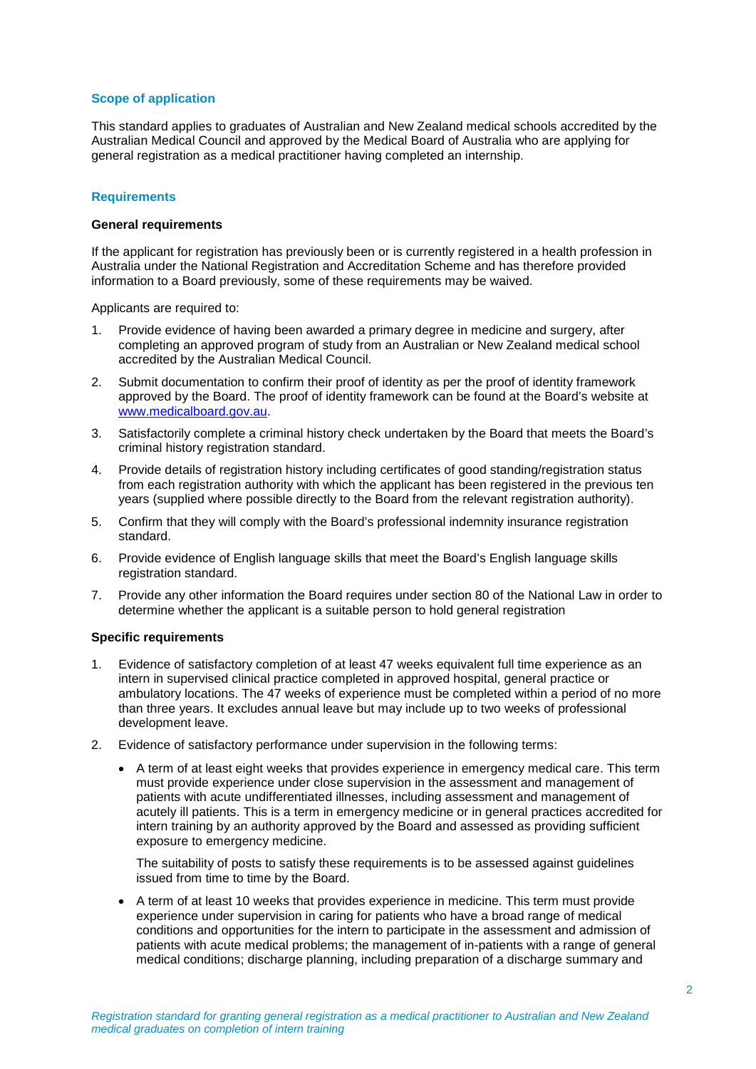## Scope of application

This standard applies to graduates of Australian and New Zealand medical schools accredited by the Australian Medical Council and approved by the Medical Board of Australia who are applying for general registration as a medical practitioner having completed an internship.

## Requirements

### General requirements

If the applicant for registration has previously been or is currently registered in a health profession in Australia under the National Registration and Accreditation Scheme and has therefore provided information to a Board previously, some of these requirements may be waived.

Applicants are required to:

1. Provide evidence of having been awarded a primary degree in medicine and surgery, after completing an approved program of study from an Australian or New Zealand medical school accredited by the Australian Medical Council.
2. Submit documentation to confirm their proof of identity as per the proof of identity framework approved by the Board. The proof of identity framework can be found at the Board's website at [www.medicalboard.gov.au](www.medicalboard.gov.au).
3. Satisfactorily complete a criminal history check undertaken by the Board that meets the Board's criminal history registration standard.
4. Provide details of registration history including certificates of good standing/registration status from each registration authority with which the applicant has been registered in the previous ten years (supplied where possible directly to the Board from the relevant registration authority).
5. Confirm that they will comply with the Board's professional indemnity insurance registration standard.
6. Provide evidence of English language skills that meet the Board's English language skills registration standard.
7. Provide any other information the Board requires under section 80 of the National Law in order to determine whether the applicant is a suitable person to hold general registration

### Specific requirements

1. Evidence of satisfactory completion of at least 47 weeks equivalent full time experience as an intern in supervised clinical practice completed in approved hospital, general practice or ambulatory locations. The 47 weeks of experience must be completed within a period of no more than three years. It excludes annual leave but may include up to two weeks of professional development leave.
2. Evidence of satisfactory performance under supervision in the following terms:
   - A term of at least eight weeks that provides experience in emergency medical care. This term must provide experience under close supervision in the assessment and management of patients with acute undifferentiated illnesses, including assessment and management of acutely ill patients. This is a term in emergency medicine or in general practices accredited for intern training by an authority approved by the Board and assessed as providing sufficient exposure to emergency medicine.

     The suitability of posts to satisfy these requirements is to be assessed against guidelines issued from time to time by the Board.
   - A term of at least 10 weeks that provides experience in medicine. This term must provide experience under supervision in caring for patients who have a broad range of medical conditions and opportunities for the intern to participate in the assessment and admission of patients with acute medical problems; the management of in-patients with a range of general medical conditions; discharge planning, including preparation of a discharge summary and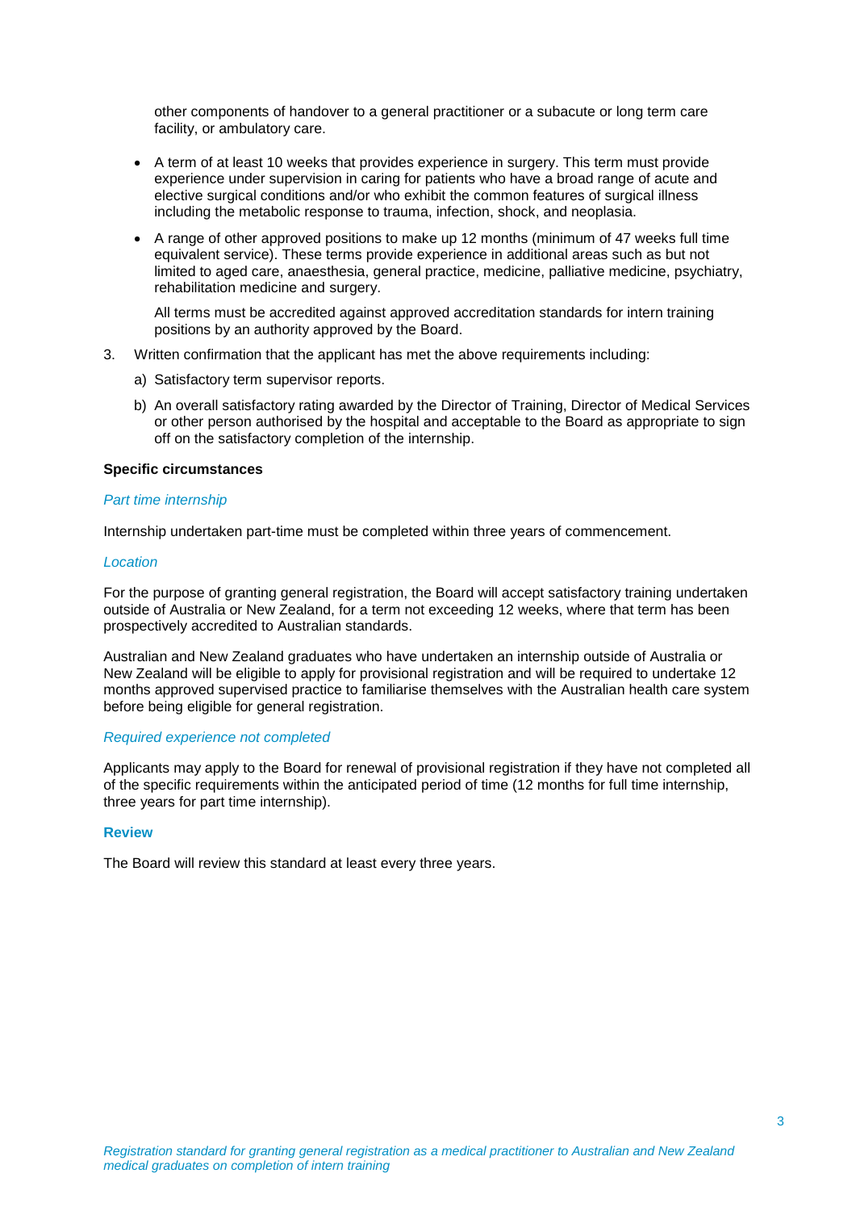other components of handover to a general practitioner or a subacute or long term care facility, or ambulatory care.

- A term of at least 10 weeks that provides experience in surgery. This term must provide experience under supervision in caring for patients who have a broad range of acute and elective surgical conditions and/or who exhibit the common features of surgical illness including the metabolic response to trauma, infection, shock, and neoplasia.
- A range of other approved positions to make up 12 months (minimum of 47 weeks full time equivalent service). These terms provide experience in additional areas such as but not limited to aged care, anaesthesia, general practice, medicine, palliative medicine, psychiatry, rehabilitation medicine and surgery.

  All terms must be accredited against approved accreditation standards for intern training positions by an authority approved by the Board.

3. Written confirmation that the applicant has met the above requirements including:
   a) Satisfactory term supervisor reports.
   b) An overall satisfactory rating awarded by the Director of Training, Director of Medical Services or other person authorised by the hospital and acceptable to the Board as appropriate to sign off on the satisfactory completion of the internship.

**Specific circumstances**

*Part time internship*

Internship undertaken part-time must be completed within three years of commencement.

*Location*

For the purpose of granting general registration, the Board will accept satisfactory training undertaken outside of Australia or New Zealand, for a term not exceeding 12 weeks, where that term has been prospectively accredited to Australian standards.

Australian and New Zealand graduates who have undertaken an internship outside of Australia or New Zealand will be eligible to apply for provisional registration and will be required to undertake 12 months approved supervised practice to familiarise themselves with the Australian health care system before being eligible for general registration.

*Required experience not completed*

Applicants may apply to the Board for renewal of provisional registration if they have not completed all of the specific requirements within the anticipated period of time (12 months for full time internship, three years for part time internship).

## Review

The Board will review this standard at least every three years.